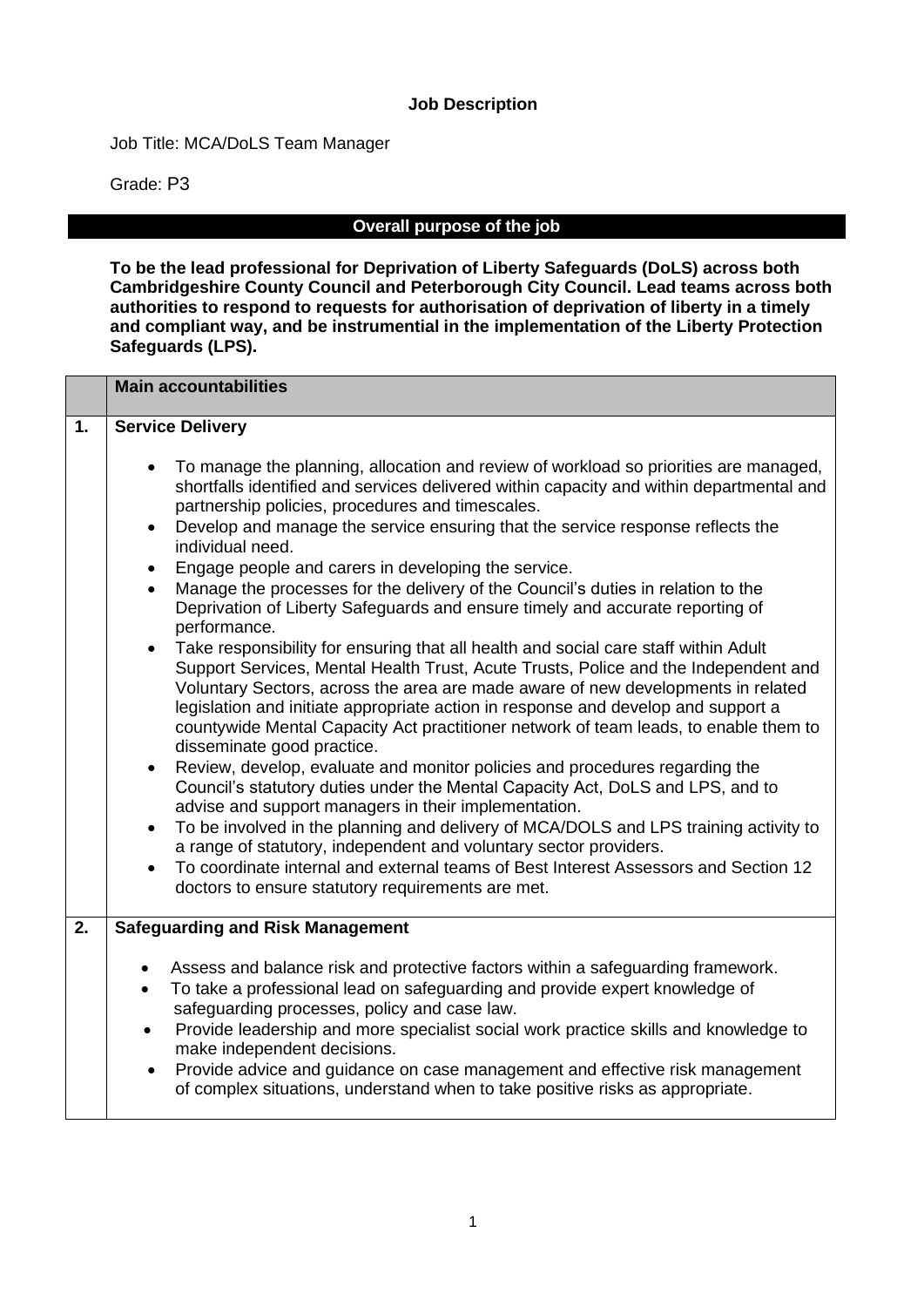**Job Description**

Job Title: MCA/DoLS Team Manager

Grade: P3

## Overall purpose of the job

**To be the lead professional for Deprivation of Liberty Safeguards (DoLS) across both Cambridgeshire County Council and Peterborough City Council. Lead teams across both authorities to respond to requests for authorisation of deprivation of liberty in a timely and compliant way, and be instrumental in the implementation of the Liberty Protection Safeguards (LPS).**

| | Main accountabilities |
|---|---|
| **1.** | **Service Delivery**<br><br>• To manage the planning, allocation and review of workload so priorities are managed, shortfalls identified and services delivered within capacity and within departmental and partnership policies, procedures and timescales.<br>• Develop and manage the service ensuring that the service response reflects the individual need.<br>• Engage people and carers in developing the service.<br>• Manage the processes for the delivery of the Council's duties in relation to the Deprivation of Liberty Safeguards and ensure timely and accurate reporting of performance.<br>• Take responsibility for ensuring that all health and social care staff within Adult Support Services, Mental Health Trust, Acute Trusts, Police and the Independent and Voluntary Sectors, across the area are made aware of new developments in related legislation and initiate appropriate action in response and develop and support a countywide Mental Capacity Act practitioner network of team leads, to enable them to disseminate good practice.<br>• Review, develop, evaluate and monitor policies and procedures regarding the Council's statutory duties under the Mental Capacity Act, DoLS and LPS, and to advise and support managers in their implementation.<br>• To be involved in the planning and delivery of MCA/DOLS and LPS training activity to a range of statutory, independent and voluntary sector providers.<br>• To coordinate internal and external teams of Best Interest Assessors and Section 12 doctors to ensure statutory requirements are met. |
| **2.** | **Safeguarding and Risk Management**<br><br>• Assess and balance risk and protective factors within a safeguarding framework.<br>• To take a professional lead on safeguarding and provide expert knowledge of safeguarding processes, policy and case law.<br>• Provide leadership and more specialist social work practice skills and knowledge to make independent decisions.<br>• Provide advice and guidance on case management and effective risk management of complex situations, understand when to take positive risks as appropriate. |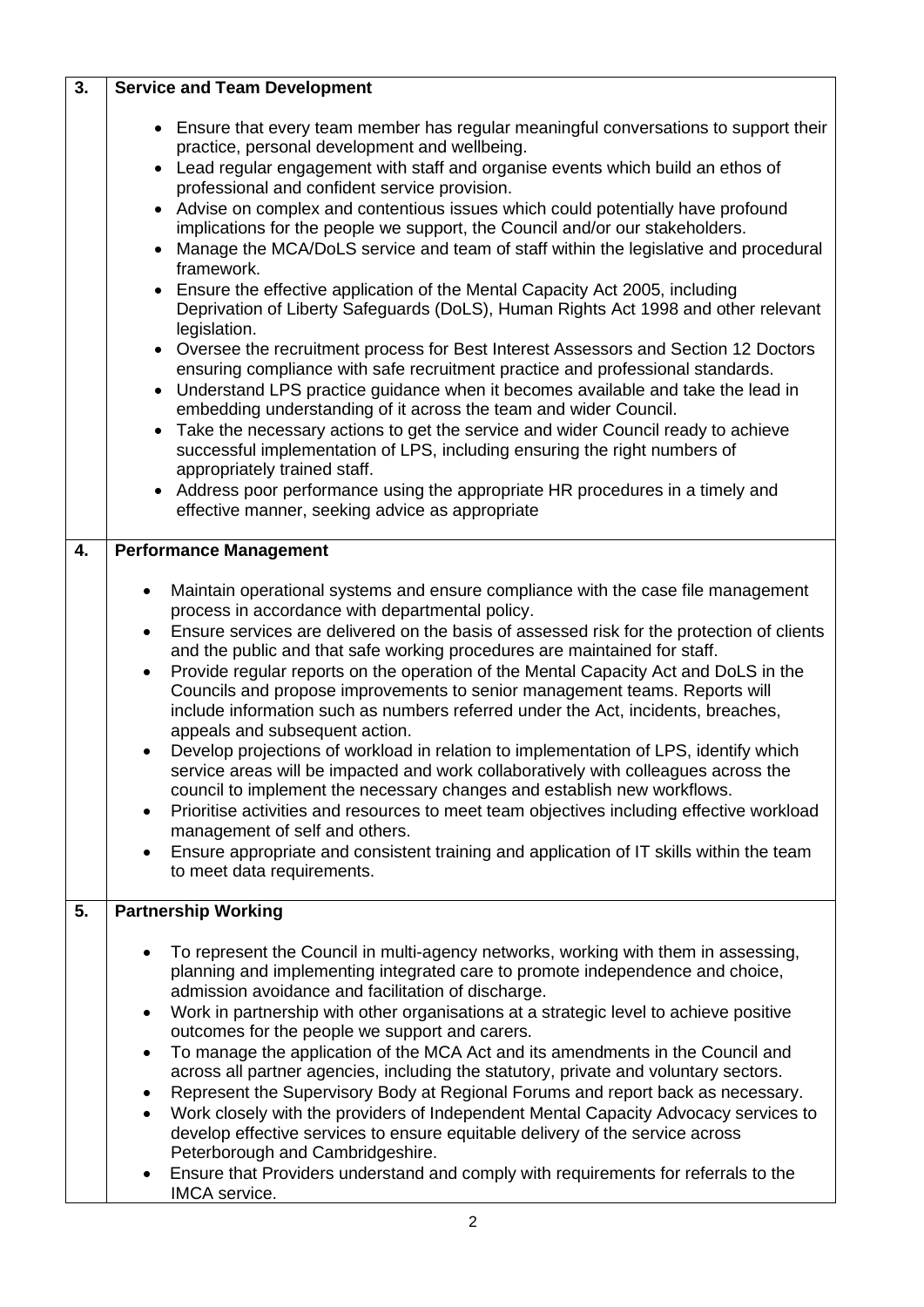| 3. | **Service and Team Development** |
| --- | --- |
| | • Ensure that every team member has regular meaningful conversations to support their practice, personal development and wellbeing.<br>• Lead regular engagement with staff and organise events which build an ethos of professional and confident service provision.<br>• Advise on complex and contentious issues which could potentially have profound implications for the people we support, the Council and/or our stakeholders.<br>• Manage the MCA/DoLS service and team of staff within the legislative and procedural framework.<br>• Ensure the effective application of the Mental Capacity Act 2005, including Deprivation of Liberty Safeguards (DoLS), Human Rights Act 1998 and other relevant legislation.<br>• Oversee the recruitment process for Best Interest Assessors and Section 12 Doctors ensuring compliance with safe recruitment practice and professional standards.<br>• Understand LPS practice guidance when it becomes available and take the lead in embedding understanding of it across the team and wider Council.<br>• Take the necessary actions to get the service and wider Council ready to achieve successful implementation of LPS, including ensuring the right numbers of appropriately trained staff.<br>• Address poor performance using the appropriate HR procedures in a timely and effective manner, seeking advice as appropriate |
| 4. | **Performance Management** |
| | • Maintain operational systems and ensure compliance with the case file management process in accordance with departmental policy.<br>• Ensure services are delivered on the basis of assessed risk for the protection of clients and the public and that safe working procedures are maintained for staff.<br>• Provide regular reports on the operation of the Mental Capacity Act and DoLS in the Councils and propose improvements to senior management teams. Reports will include information such as numbers referred under the Act, incidents, breaches, appeals and subsequent action.<br>• Develop projections of workload in relation to implementation of LPS, identify which service areas will be impacted and work collaboratively with colleagues across the council to implement the necessary changes and establish new workflows.<br>• Prioritise activities and resources to meet team objectives including effective workload management of self and others.<br>• Ensure appropriate and consistent training and application of IT skills within the team to meet data requirements. |
| 5. | **Partnership Working** |
| | • To represent the Council in multi-agency networks, working with them in assessing, planning and implementing integrated care to promote independence and choice, admission avoidance and facilitation of discharge.<br>• Work in partnership with other organisations at a strategic level to achieve positive outcomes for the people we support and carers.<br>• To manage the application of the MCA Act and its amendments in the Council and across all partner agencies, including the statutory, private and voluntary sectors.<br>• Represent the Supervisory Body at Regional Forums and report back as necessary.<br>• Work closely with the providers of Independent Mental Capacity Advocacy services to develop effective services to ensure equitable delivery of the service across Peterborough and Cambridgeshire.<br>• Ensure that Providers understand and comply with requirements for referrals to the IMCA service. |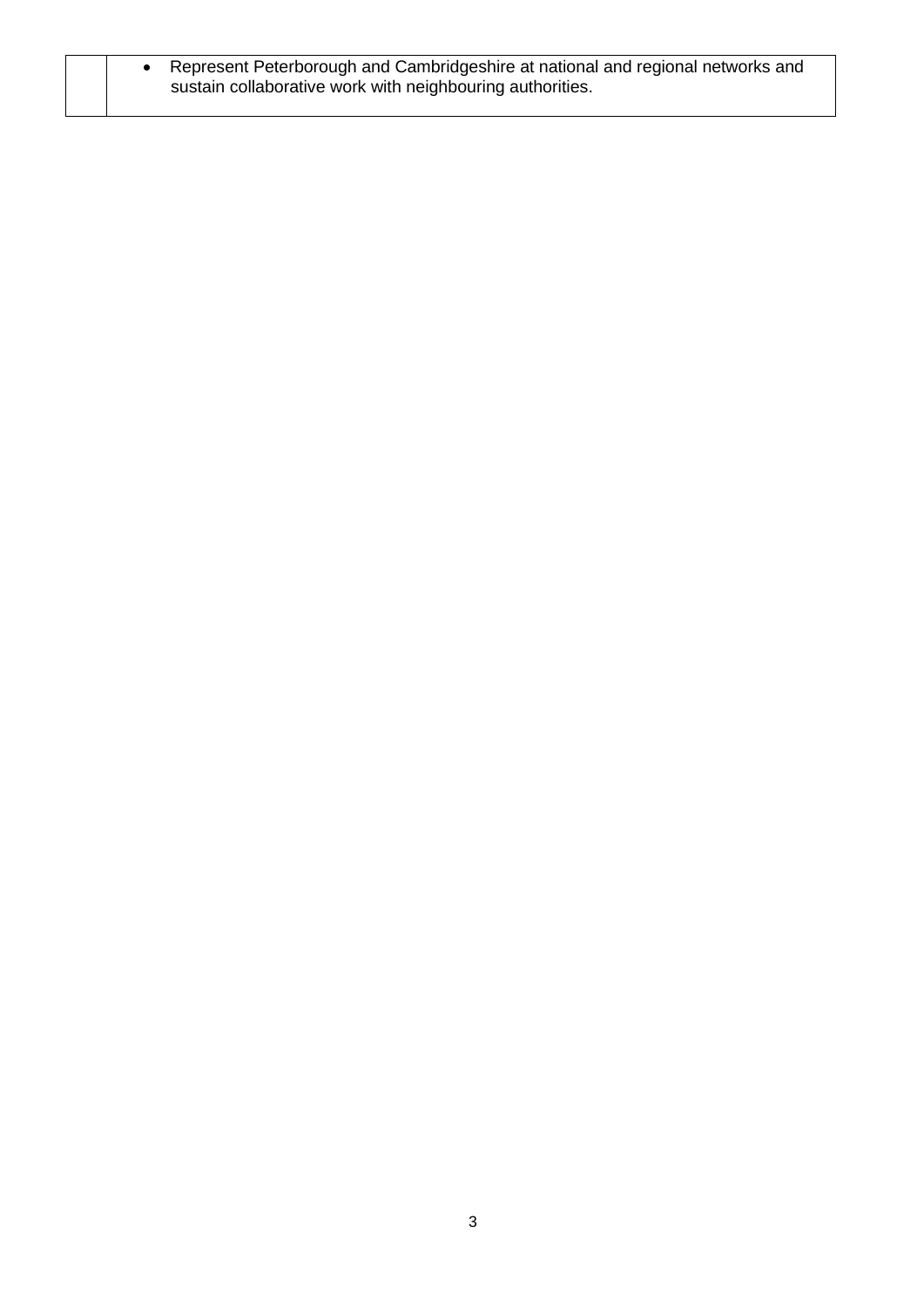| | |
|---|---|
| | • Represent Peterborough and Cambridgeshire at national and regional networks and sustain collaborative work with neighbouring authorities. |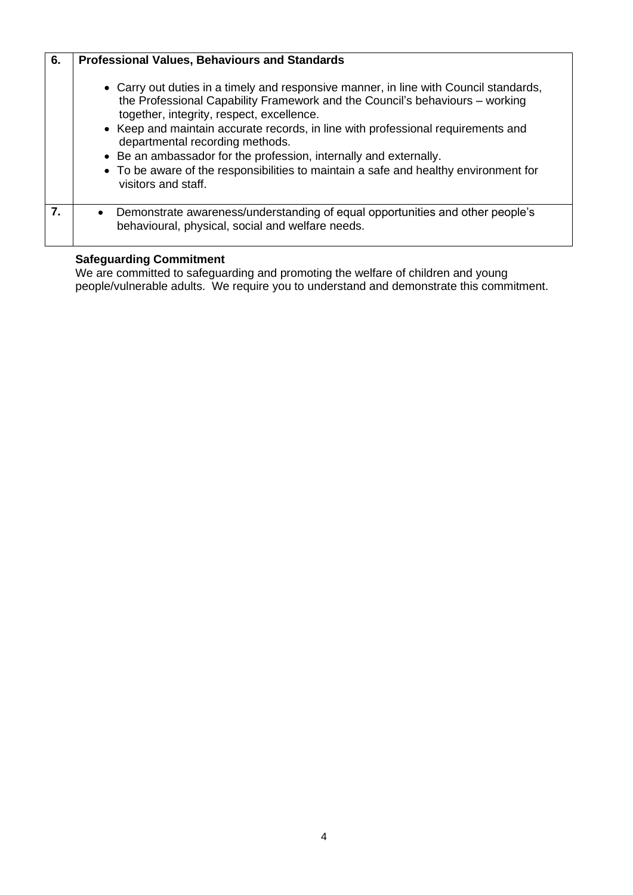| 6. | **Professional Values, Behaviours and Standards**<br><br>• Carry out duties in a timely and responsive manner, in line with Council standards, the Professional Capability Framework and the Council's behaviours – working together, integrity, respect, excellence.<br>• Keep and maintain accurate records, in line with professional requirements and departmental recording methods.<br>• Be an ambassador for the profession, internally and externally.<br>• To be aware of the responsibilities to maintain a safe and healthy environment for visitors and staff. |
|---|---|
| 7. | • Demonstrate awareness/understanding of equal opportunities and other people's behavioural, physical, social and welfare needs. |

**Safeguarding Commitment**

We are committed to safeguarding and promoting the welfare of children and young people/vulnerable adults. We require you to understand and demonstrate this commitment.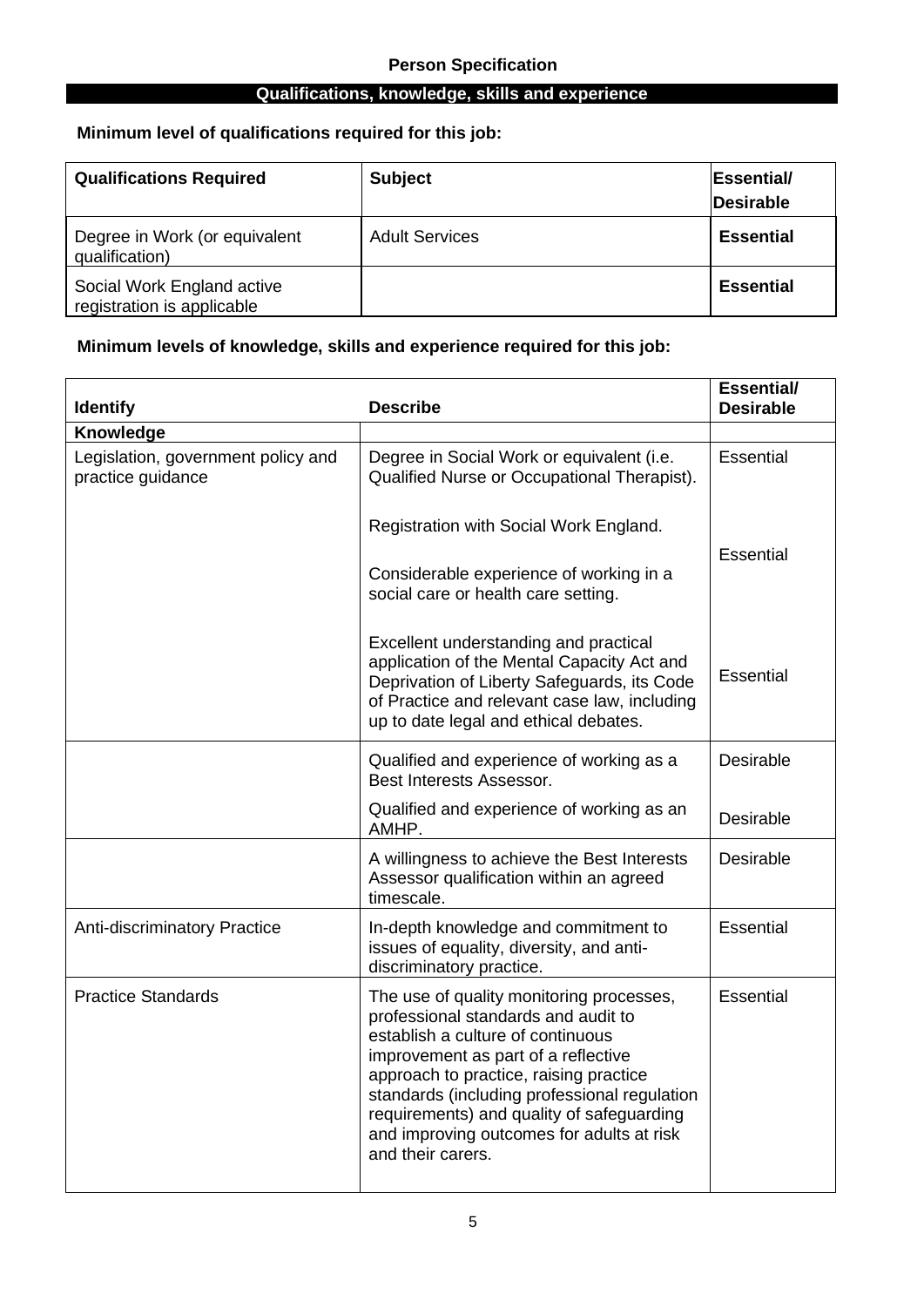### Person Specification

## Qualifications, knowledge, skills and experience

**Minimum level of qualifications required for this job:**

| **Qualifications Required** | **Subject** | **Essential/ Desirable** |
|---|---|---|
| Degree in Work (or equivalent qualification) | Adult Services | **Essential** |
| Social Work England active registration is applicable | | **Essential** |

**Minimum levels of knowledge, skills and experience required for this job:**

| **Identify** | **Describe** | **Essential/ Desirable** |
|---|---|---|
| **Knowledge** | | |
| Legislation, government policy and practice guidance | Degree in Social Work or equivalent (i.e. Qualified Nurse or Occupational Therapist). | Essential |
| | Registration with Social Work England. | Essential |
| | Considerable experience of working in a social care or health care setting. | |
| | Excellent understanding and practical application of the Mental Capacity Act and Deprivation of Liberty Safeguards, its Code of Practice and relevant case law, including up to date legal and ethical debates. | Essential |
| | Qualified and experience of working as a Best Interests Assessor. | Desirable |
| | Qualified and experience of working as an AMHP. | Desirable |
| | A willingness to achieve the Best Interests Assessor qualification within an agreed timescale. | Desirable |
| Anti-discriminatory Practice | In-depth knowledge and commitment to issues of equality, diversity, and anti-discriminatory practice. | Essential |
| Practice Standards | The use of quality monitoring processes, professional standards and audit to establish a culture of continuous improvement as part of a reflective approach to practice, raising practice standards (including professional regulation requirements) and quality of safeguarding and improving outcomes for adults at risk and their carers. | Essential |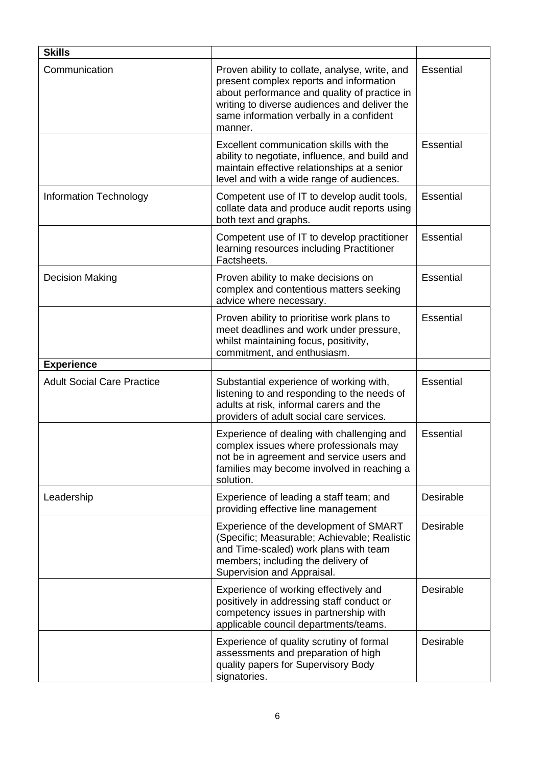| **Skills** | | |
|---|---|---|
| Communication | Proven ability to collate, analyse, write, and present complex reports and information about performance and quality of practice in writing to diverse audiences and deliver the same information verbally in a confident manner. | Essential |
| | Excellent communication skills with the ability to negotiate, influence, and build and maintain effective relationships at a senior level and with a wide range of audiences. | Essential |
| Information Technology | Competent use of IT to develop audit tools, collate data and produce audit reports using both text and graphs. | Essential |
| | Competent use of IT to develop practitioner learning resources including Practitioner Factsheets. | Essential |
| Decision Making | Proven ability to make decisions on complex and contentious matters seeking advice where necessary. | Essential |
| | Proven ability to prioritise work plans to meet deadlines and work under pressure, whilst maintaining focus, positivity, commitment, and enthusiasm. | Essential |
| **Experience** | | |
| Adult Social Care Practice | Substantial experience of working with, listening to and responding to the needs of adults at risk, informal carers and the providers of adult social care services. | Essential |
| | Experience of dealing with challenging and complex issues where professionals may not be in agreement and service users and families may become involved in reaching a solution. | Essential |
| Leadership | Experience of leading a staff team; and providing effective line management | Desirable |
| | Experience of the development of SMART (Specific; Measurable; Achievable; Realistic and Time-scaled) work plans with team members; including the delivery of Supervision and Appraisal. | Desirable |
| | Experience of working effectively and positively in addressing staff conduct or competency issues in partnership with applicable council departments/teams. | Desirable |
| | Experience of quality scrutiny of formal assessments and preparation of high quality papers for Supervisory Body signatories. | Desirable |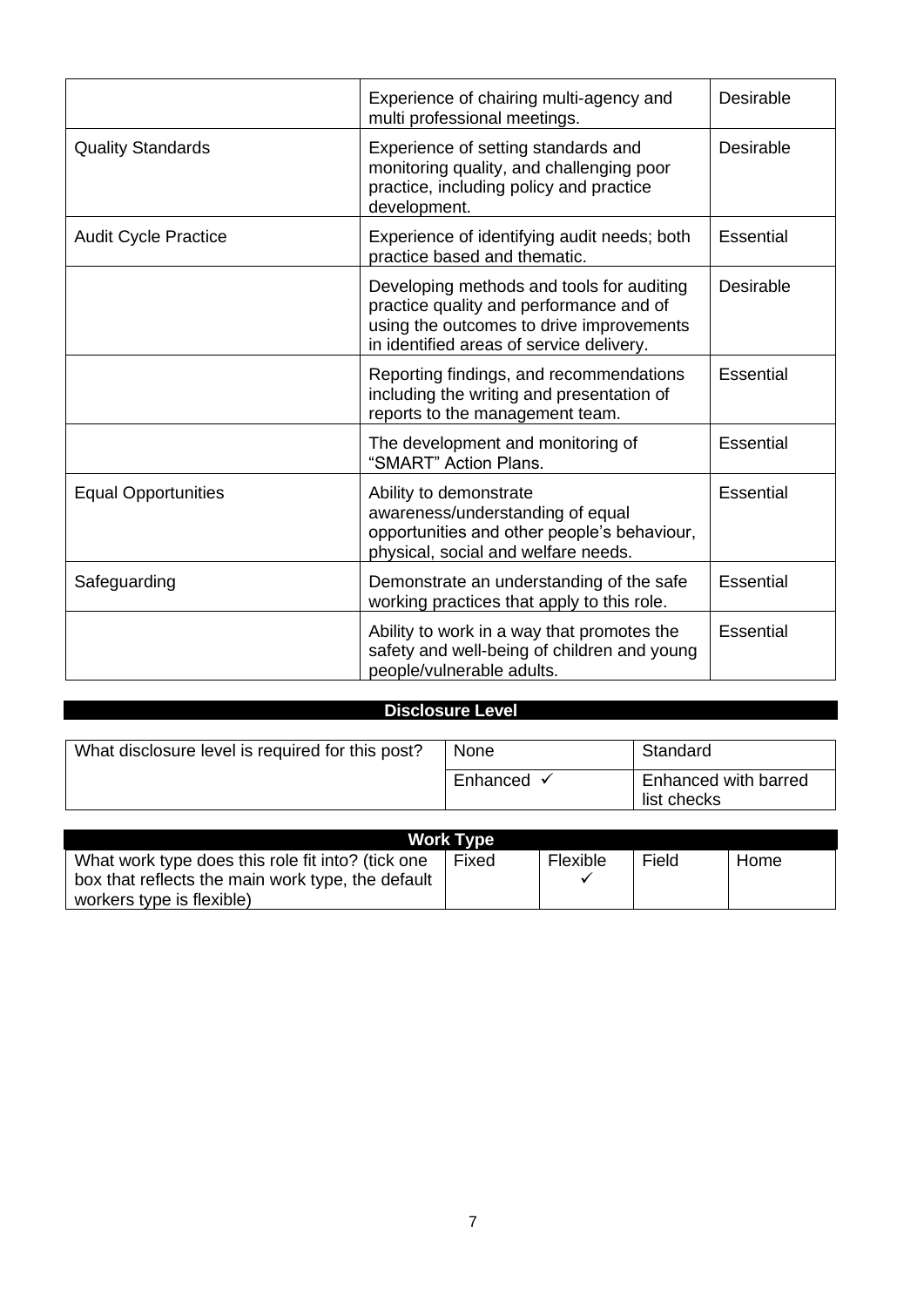| | | |
|---|---|---|
| | Experience of chairing multi-agency and multi professional meetings. | Desirable |
| Quality Standards | Experience of setting standards and monitoring quality, and challenging poor practice, including policy and practice development. | Desirable |
| Audit Cycle Practice | Experience of identifying audit needs; both practice based and thematic. | Essential |
| | Developing methods and tools for auditing practice quality and performance and of using the outcomes to drive improvements in identified areas of service delivery. | Desirable |
| | Reporting findings, and recommendations including the writing and presentation of reports to the management team. | Essential |
| | The development and monitoring of "SMART" Action Plans. | Essential |
| Equal Opportunities | Ability to demonstrate awareness/understanding of equal opportunities and other people's behaviour, physical, social and welfare needs. | Essential |
| Safeguarding | Demonstrate an understanding of the safe working practices that apply to this role. | Essential |
| | Ability to work in a way that promotes the safety and well-being of children and young people/vulnerable adults. | Essential |

**Disclosure Level**

| | | |
|---|---|---|
| What disclosure level is required for this post? | None | Standard |
| | Enhanced ✓ | Enhanced with barred list checks |

**Work Type**

| | | | | |
|---|---|---|---|---|
| What work type does this role fit into? (tick one box that reflects the main work type, the default workers type is flexible) | Fixed | Flexible ✓ | Field | Home |